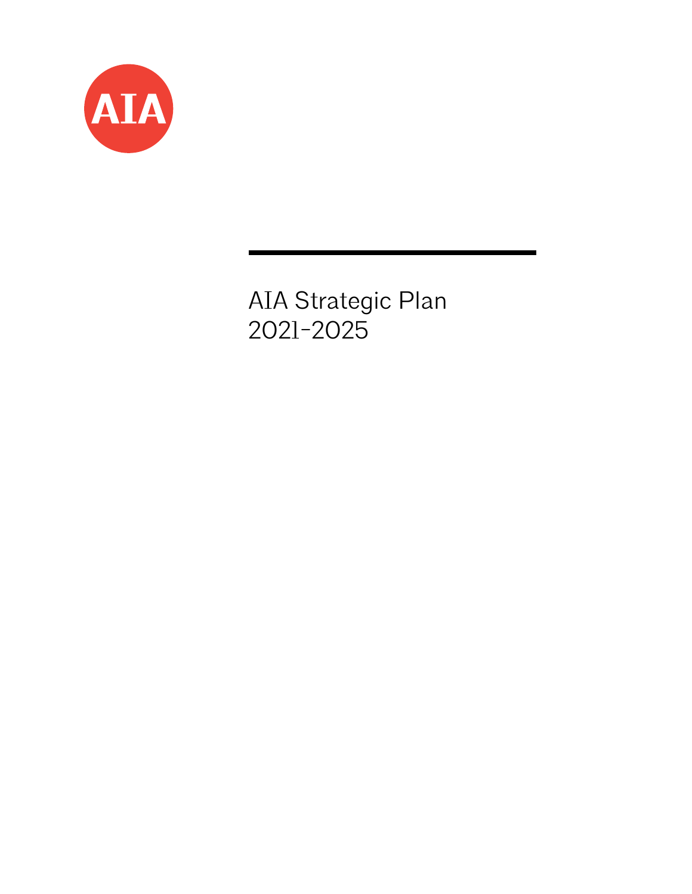AIA

# AIA Strategic Plan 2021-2025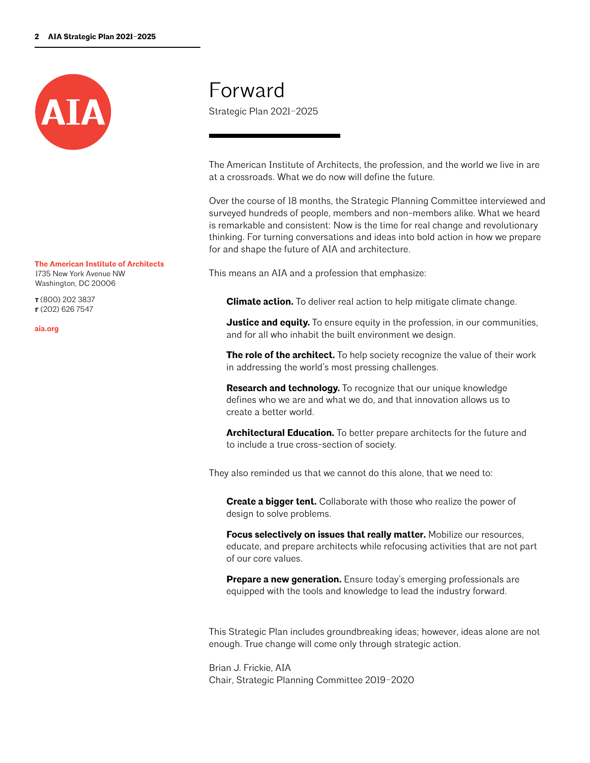# Forward

Strategic Plan 2021–2025

**The American Institute of Architects**
1735 New York Avenue NW
Washington, DC 20006

**T** (800) 202 3837
**F** (202) 626 7547

**aia.org**

The American Institute of Architects, the profession, and the world we live in are at a crossroads. What we do now will define the future.

Over the course of 18 months, the Strategic Planning Committee interviewed and surveyed hundreds of people, members and non-members alike. What we heard is remarkable and consistent: Now is the time for real change and revolutionary thinking. For turning conversations and ideas into bold action in how we prepare for and shape the future of AIA and architecture.

This means an AIA and a profession that emphasize:

> **Climate action.** To deliver real action to help mitigate climate change.
>
> **Justice and equity.** To ensure equity in the profession, in our communities, and for all who inhabit the built environment we design.
>
> **The role of the architect.** To help society recognize the value of their work in addressing the world's most pressing challenges.
>
> **Research and technology.** To recognize that our unique knowledge defines who we are and what we do, and that innovation allows us to create a better world.
>
> **Architectural Education.** To better prepare architects for the future and to include a true cross-section of society.

They also reminded us that we cannot do this alone, that we need to:

> **Create a bigger tent.** Collaborate with those who realize the power of design to solve problems.
>
> **Focus selectively on issues that really matter.** Mobilize our resources, educate, and prepare architects while refocusing activities that are not part of our core values.
>
> **Prepare a new generation.** Ensure today's emerging professionals are equipped with the tools and knowledge to lead the industry forward.

This Strategic Plan includes groundbreaking ideas; however, ideas alone are not enough. True change will come only through strategic action.

Brian J. Frickie, AIA
Chair, Strategic Planning Committee 2019–2020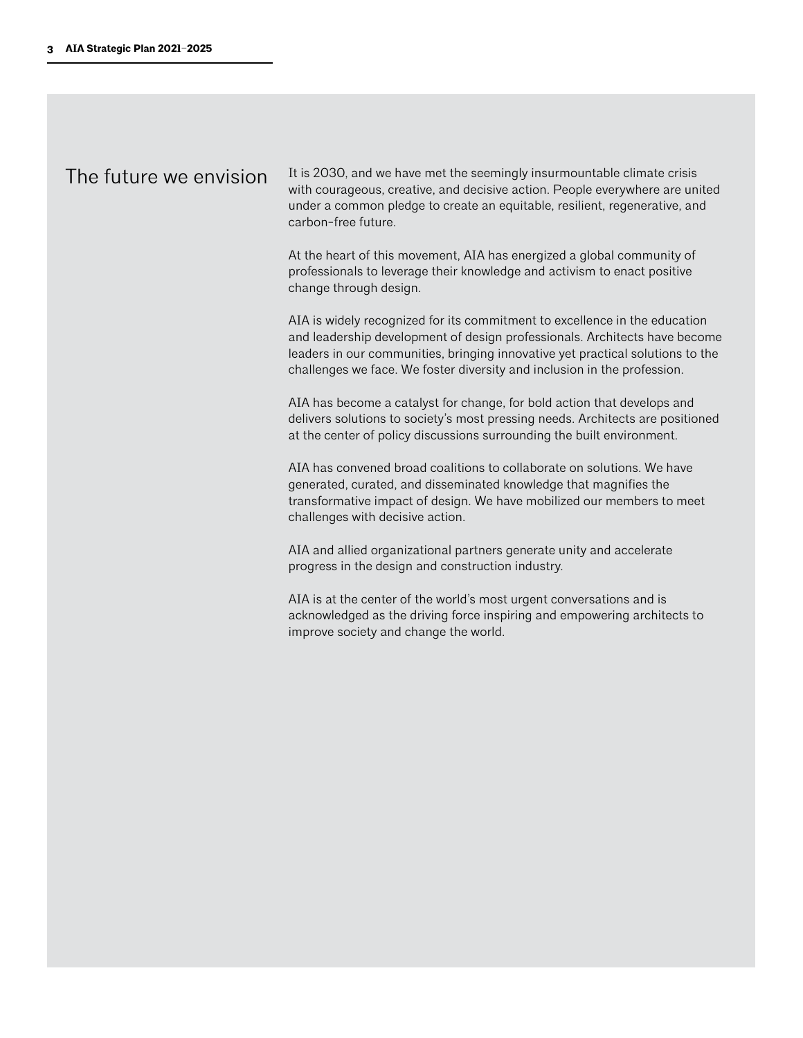## The future we envision

It is 2030, and we have met the seemingly insurmountable climate crisis with courageous, creative, and decisive action. People everywhere are united under a common pledge to create an equitable, resilient, regenerative, and carbon-free future.

At the heart of this movement, AIA has energized a global community of professionals to leverage their knowledge and activism to enact positive change through design.

AIA is widely recognized for its commitment to excellence in the education and leadership development of design professionals. Architects have become leaders in our communities, bringing innovative yet practical solutions to the challenges we face. We foster diversity and inclusion in the profession.

AIA has become a catalyst for change, for bold action that develops and delivers solutions to society's most pressing needs. Architects are positioned at the center of policy discussions surrounding the built environment.

AIA has convened broad coalitions to collaborate on solutions. We have generated, curated, and disseminated knowledge that magnifies the transformative impact of design. We have mobilized our members to meet challenges with decisive action.

AIA and allied organizational partners generate unity and accelerate progress in the design and construction industry.

AIA is at the center of the world's most urgent conversations and is acknowledged as the driving force inspiring and empowering architects to improve society and change the world.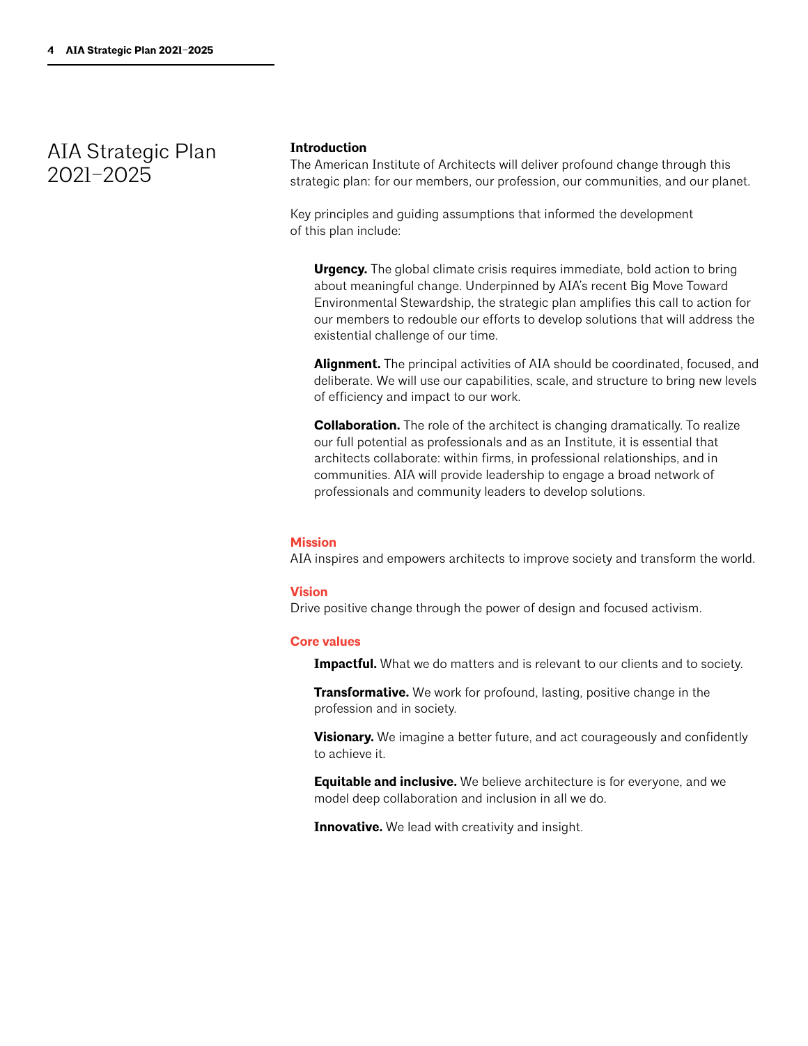# AIA Strategic Plan 2021–2025

## Introduction

The American Institute of Architects will deliver profound change through this strategic plan: for our members, our profession, our communities, and our planet.

Key principles and guiding assumptions that informed the development of this plan include:

**Urgency.** The global climate crisis requires immediate, bold action to bring about meaningful change. Underpinned by AIA's recent Big Move Toward Environmental Stewardship, the strategic plan amplifies this call to action for our members to redouble our efforts to develop solutions that will address the existential challenge of our time.

**Alignment.** The principal activities of AIA should be coordinated, focused, and deliberate. We will use our capabilities, scale, and structure to bring new levels of efficiency and impact to our work.

**Collaboration.** The role of the architect is changing dramatically. To realize our full potential as professionals and as an Institute, it is essential that architects collaborate: within firms, in professional relationships, and in communities. AIA will provide leadership to engage a broad network of professionals and community leaders to develop solutions.

## Mission

AIA inspires and empowers architects to improve society and transform the world.

## Vision

Drive positive change through the power of design and focused activism.

## Core values

**Impactful.** What we do matters and is relevant to our clients and to society.

**Transformative.** We work for profound, lasting, positive change in the profession and in society.

**Visionary.** We imagine a better future, and act courageously and confidently to achieve it.

**Equitable and inclusive.** We believe architecture is for everyone, and we model deep collaboration and inclusion in all we do.

**Innovative.** We lead with creativity and insight.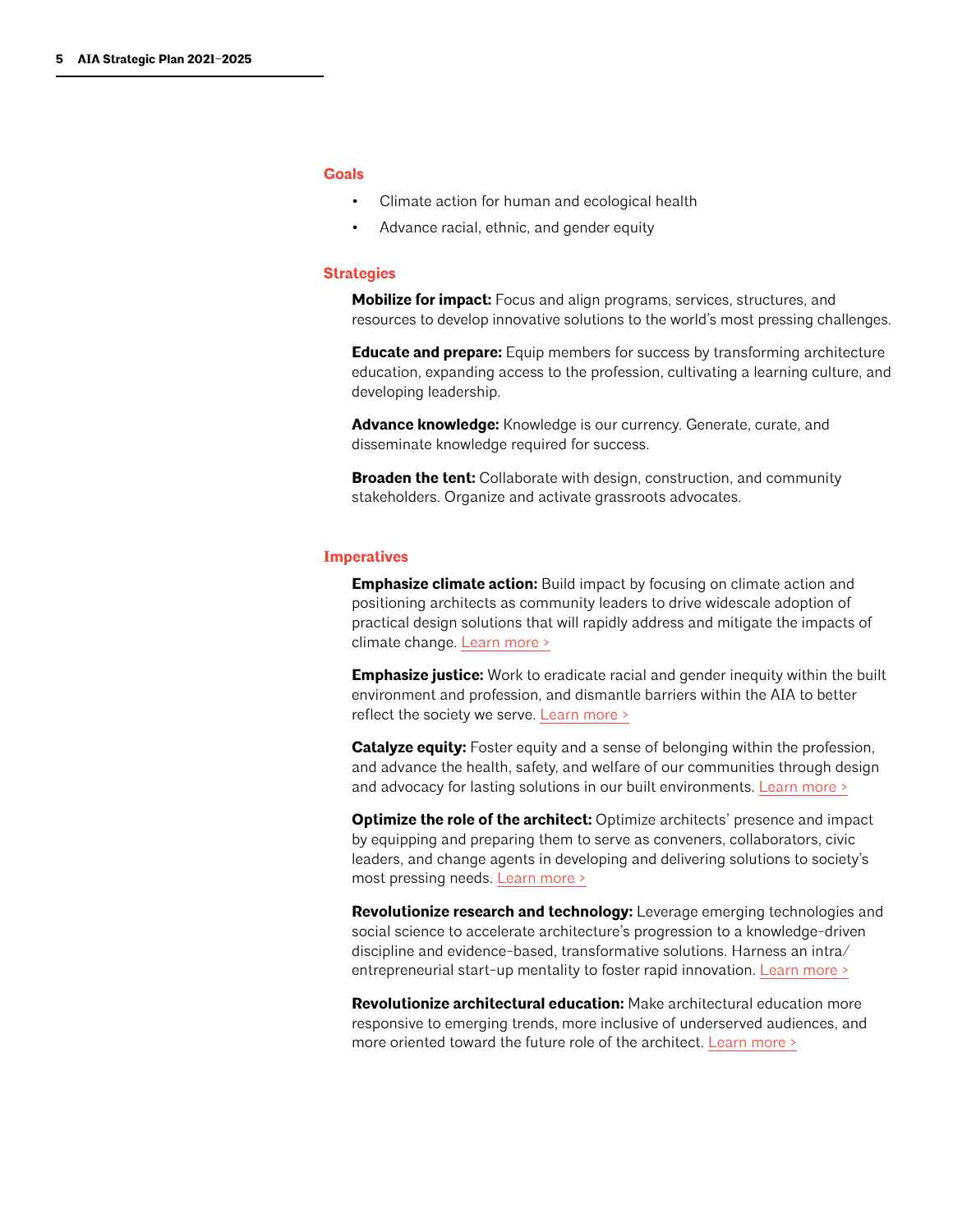## Goals

- Climate action for human and ecological health
- Advance racial, ethnic, and gender equity

## Strategies

**Mobilize for impact:** Focus and align programs, services, structures, and resources to develop innovative solutions to the world's most pressing challenges.

**Educate and prepare:** Equip members for success by transforming architecture education, expanding access to the profession, cultivating a learning culture, and developing leadership.

**Advance knowledge:** Knowledge is our currency. Generate, curate, and disseminate knowledge required for success.

**Broaden the tent:** Collaborate with design, construction, and community stakeholders. Organize and activate grassroots advocates.

## Imperatives

**Emphasize climate action:** Build impact by focusing on climate action and positioning architects as community leaders to drive widescale adoption of practical design solutions that will rapidly address and mitigate the impacts of climate change. Learn more >

**Emphasize justice:** Work to eradicate racial and gender inequity within the built environment and profession, and dismantle barriers within the AIA to better reflect the society we serve. Learn more >

**Catalyze equity:** Foster equity and a sense of belonging within the profession, and advance the health, safety, and welfare of our communities through design and advocacy for lasting solutions in our built environments. Learn more >

**Optimize the role of the architect:** Optimize architects' presence and impact by equipping and preparing them to serve as conveners, collaborators, civic leaders, and change agents in developing and delivering solutions to society's most pressing needs. Learn more >

**Revolutionize research and technology:** Leverage emerging technologies and social science to accelerate architecture's progression to a knowledge-driven discipline and evidence-based, transformative solutions. Harness an intra/entrepreneurial start-up mentality to foster rapid innovation. Learn more >

**Revolutionize architectural education:** Make architectural education more responsive to emerging trends, more inclusive of underserved audiences, and more oriented toward the future role of the architect. Learn more >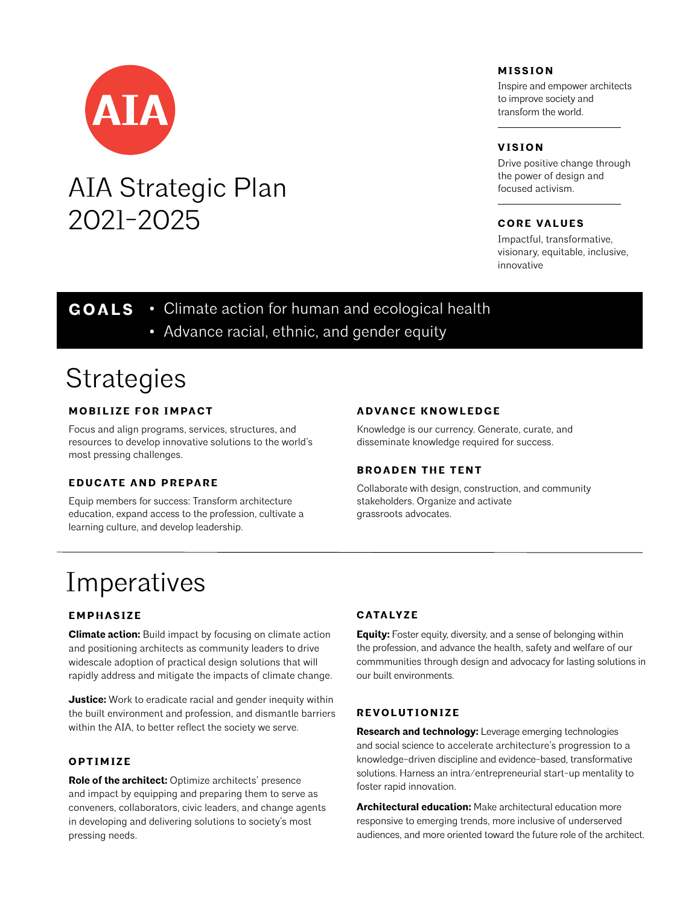AIA

# AIA Strategic Plan 2021-2025

### MISSION

Inspire and empower architects to improve society and transform the world.

### VISION

Drive positive change through the power of design and focused activism.

### CORE VALUES

Impactful, transformative, visionary, equitable, inclusive, innovative

## GOALS

- Climate action for human and ecological health
- Advance racial, ethnic, and gender equity

# Strategies

### MOBILIZE FOR IMPACT

Focus and align programs, services, structures, and resources to develop innovative solutions to the world's most pressing challenges.

### EDUCATE AND PREPARE

Equip members for success: Transform architecture education, expand access to the profession, cultivate a learning culture, and develop leadership.

### ADVANCE KNOWLEDGE

Knowledge is our currency. Generate, curate, and disseminate knowledge required for success.

### BROADEN THE TENT

Collaborate with design, construction, and community stakeholders. Organize and activate grassroots advocates.

# Imperatives

### EMPHASIZE

**Climate action:** Build impact by focusing on climate action and positioning architects as community leaders to drive widescale adoption of practical design solutions that will rapidly address and mitigate the impacts of climate change.

**Justice:** Work to eradicate racial and gender inequity within the built environment and profession, and dismantle barriers within the AIA, to better reflect the society we serve.

### OPTIMIZE

**Role of the architect:** Optimize architects' presence and impact by equipping and preparing them to serve as conveners, collaborators, civic leaders, and change agents in developing and delivering solutions to society's most pressing needs.

### CATALYZE

**Equity:** Foster equity, diversity, and a sense of belonging within the profession, and advance the health, safety and welfare of our commmunities through design and advocacy for lasting solutions in our built environments.

### REVOLUTIONIZE

**Research and technology:** Leverage emerging technologies and social science to accelerate architecture's progression to a knowledge-driven discipline and evidence-based, transformative solutions. Harness an intra/entrepreneurial start-up mentality to foster rapid innovation.

**Architectural education:** Make architectural education more responsive to emerging trends, more inclusive of underserved audiences, and more oriented toward the future role of the architect.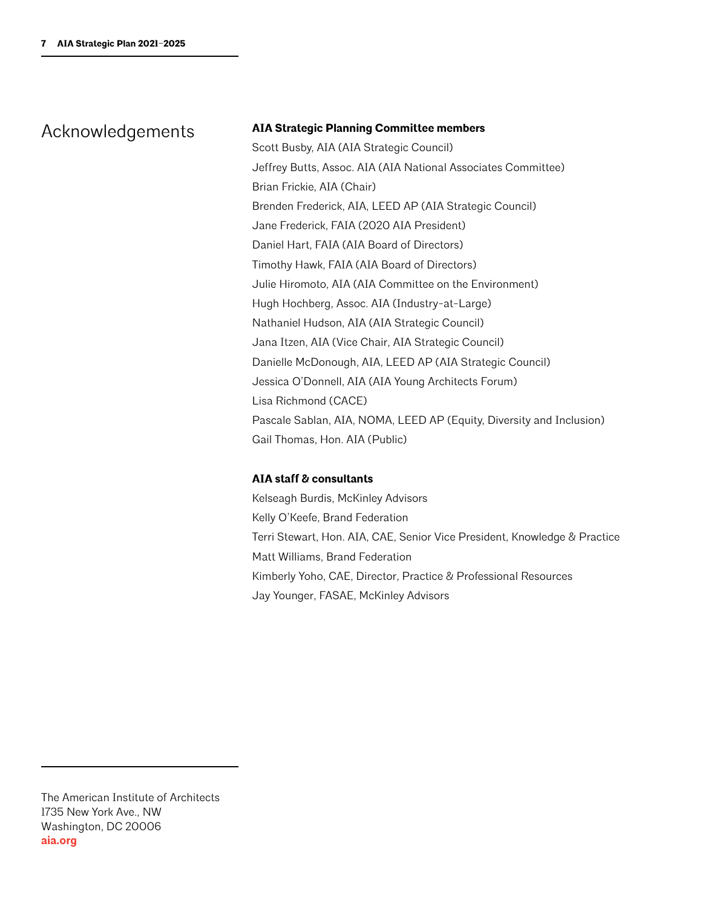# Acknowledgements

**AIA Strategic Planning Committee members**

Scott Busby, AIA (AIA Strategic Council)
Jeffrey Butts, Assoc. AIA (AIA National Associates Committee)
Brian Frickie, AIA (Chair)
Brenden Frederick, AIA, LEED AP (AIA Strategic Council)
Jane Frederick, FAIA (2020 AIA President)
Daniel Hart, FAIA (AIA Board of Directors)
Timothy Hawk, FAIA (AIA Board of Directors)
Julie Hiromoto, AIA (AIA Committee on the Environment)
Hugh Hochberg, Assoc. AIA (Industry-at-Large)
Nathaniel Hudson, AIA (AIA Strategic Council)
Jana Itzen, AIA (Vice Chair, AIA Strategic Council)
Danielle McDonough, AIA, LEED AP (AIA Strategic Council)
Jessica O'Donnell, AIA (AIA Young Architects Forum)
Lisa Richmond (CACE)
Pascale Sablan, AIA, NOMA, LEED AP (Equity, Diversity and Inclusion)
Gail Thomas, Hon. AIA (Public)

**AIA staff & consultants**

Kelseagh Burdis, McKinley Advisors
Kelly O'Keefe, Brand Federation
Terri Stewart, Hon. AIA, CAE, Senior Vice President, Knowledge & Practice
Matt Williams, Brand Federation
Kimberly Yoho, CAE, Director, Practice & Professional Resources
Jay Younger, FASAE, McKinley Advisors

The American Institute of Architects
1735 New York Ave., NW
Washington, DC 20006
**aia.org**